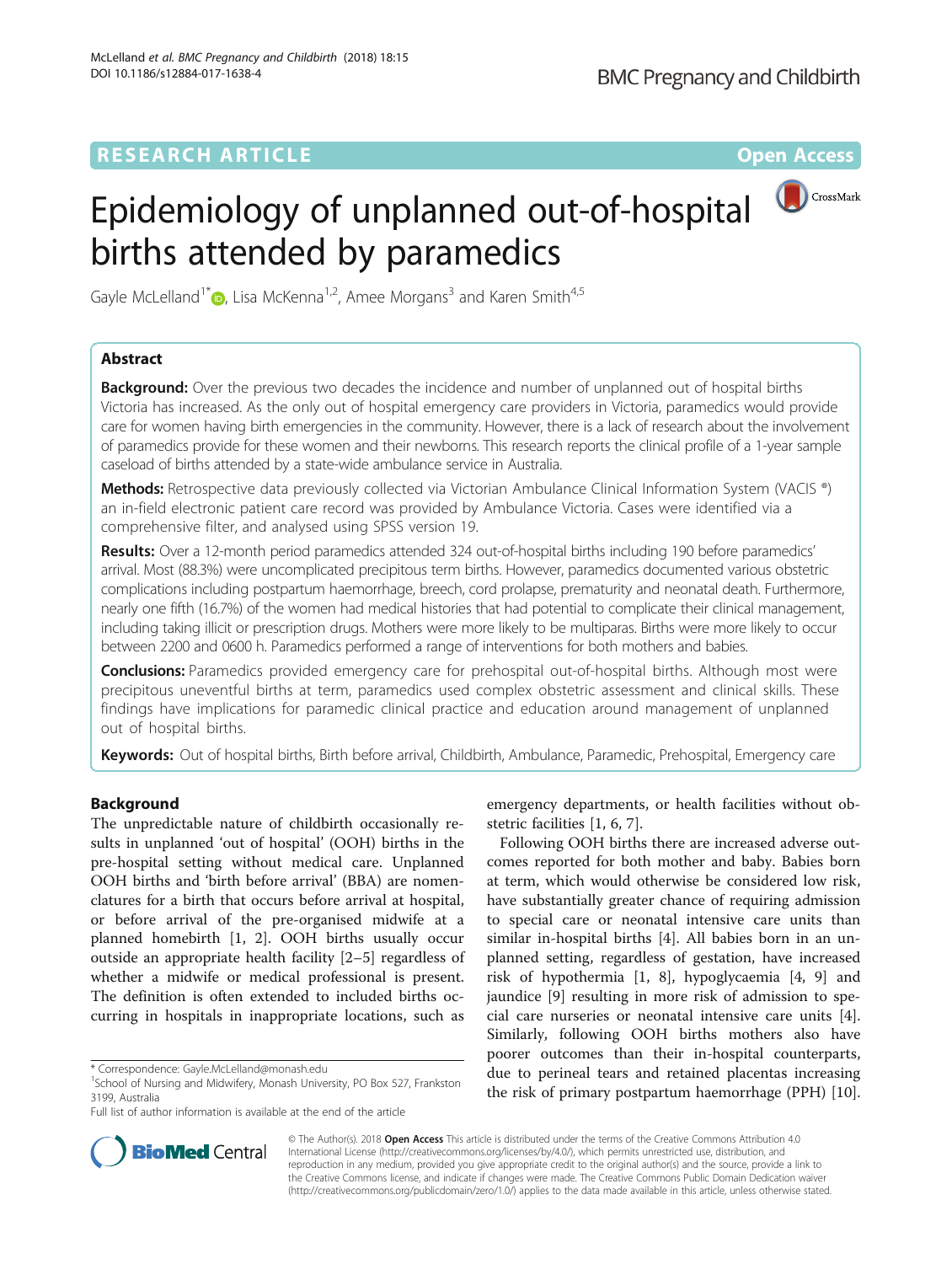RESEARCH ARTICLE

Open Access

# Epidemiology of unplanned out-of-hospital births attended by paramedics

Gayle McLelland[1*], Lisa McKenna[1,2], Amee Morgans[3] and Karen Smith[4,5]

## Abstract

**Background:** Over the previous two decades the incidence and number of unplanned out of hospital births Victoria has increased. As the only out of hospital emergency care providers in Victoria, paramedics would provide care for women having birth emergencies in the community. However, there is a lack of research about the involvement of paramedics provide for these women and their newborns. This research reports the clinical profile of a 1-year sample caseload of births attended by a state-wide ambulance service in Australia.

**Methods:** Retrospective data previously collected via Victorian Ambulance Clinical Information System (VACIS ®) an in-field electronic patient care record was provided by Ambulance Victoria. Cases were identified via a comprehensive filter, and analysed using SPSS version 19.

**Results:** Over a 12-month period paramedics attended 324 out-of-hospital births including 190 before paramedics' arrival. Most (88.3%) were uncomplicated precipitous term births. However, paramedics documented various obstetric complications including postpartum haemorrhage, breech, cord prolapse, prematurity and neonatal death. Furthermore, nearly one fifth (16.7%) of the women had medical histories that had potential to complicate their clinical management, including taking illicit or prescription drugs. Mothers were more likely to be multiparas. Births were more likely to occur between 2200 and 0600 h. Paramedics performed a range of interventions for both mothers and babies.

**Conclusions:** Paramedics provided emergency care for prehospital out-of-hospital births. Although most were precipitous uneventful births at term, paramedics used complex obstetric assessment and clinical skills. These findings have implications for paramedic clinical practice and education around management of unplanned out of hospital births.

**Keywords:** Out of hospital births, Birth before arrival, Childbirth, Ambulance, Paramedic, Prehospital, Emergency care

## Background

The unpredictable nature of childbirth occasionally results in unplanned 'out of hospital' (OOH) births in the pre-hospital setting without medical care. Unplanned OOH births and 'birth before arrival' (BBA) are nomenclatures for a birth that occurs before arrival at hospital, or before arrival of the pre-organised midwife at a planned homebirth [1, 2]. OOH births usually occur outside an appropriate health facility [2–5] regardless of whether a midwife or medical professional is present. The definition is often extended to included births occurring in hospitals in inappropriate locations, such as emergency departments, or health facilities without obstetric facilities [1, 6, 7].

Following OOH births there are increased adverse outcomes reported for both mother and baby. Babies born at term, which would otherwise be considered low risk, have substantially greater chance of requiring admission to special care or neonatal intensive care units than similar in-hospital births [4]. All babies born in an unplanned setting, regardless of gestation, have increased risk of hypothermia [1, 8], hypoglycaemia [4, 9] and jaundice [9] resulting in more risk of admission to special care nurseries or neonatal intensive care units [4]. Similarly, following OOH births mothers also have poorer outcomes than their in-hospital counterparts, due to perineal tears and retained placentas increasing the risk of primary postpartum haemorrhage (PPH) [10].

* Correspondence: Gayle.McLelland@monash.edu
[1]School of Nursing and Midwifery, Monash University, PO Box 527, Frankston 3199, Australia
Full list of author information is available at the end of the article

© The Author(s). 2018 **Open Access** This article is distributed under the terms of the Creative Commons Attribution 4.0 International License (http://creativecommons.org/licenses/by/4.0/), which permits unrestricted use, distribution, and reproduction in any medium, provided you give appropriate credit to the original author(s) and the source, provide a link to the Creative Commons license, and indicate if changes were made. The Creative Commons Public Domain Dedication waiver (http://creativecommons.org/publicdomain/zero/1.0/) applies to the data made available in this article, unless otherwise stated.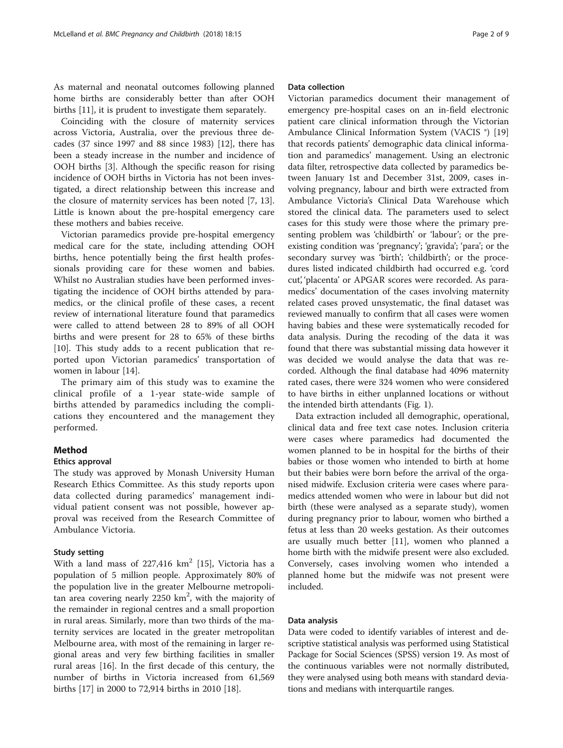As maternal and neonatal outcomes following planned home births are considerably better than after OOH births [11], it is prudent to investigate them separately.

Coinciding with the closure of maternity services across Victoria, Australia, over the previous three decades (37 since 1997 and 88 since 1983) [12], there has been a steady increase in the number and incidence of OOH births [3]. Although the specific reason for rising incidence of OOH births in Victoria has not been investigated, a direct relationship between this increase and the closure of maternity services has been noted [7, 13]. Little is known about the pre-hospital emergency care these mothers and babies receive.

Victorian paramedics provide pre-hospital emergency medical care for the state, including attending OOH births, hence potentially being the first health professionals providing care for these women and babies. Whilst no Australian studies have been performed investigating the incidence of OOH births attended by paramedics, or the clinical profile of these cases, a recent review of international literature found that paramedics were called to attend between 28 to 89% of all OOH births and were present for 28 to 65% of these births [10]. This study adds to a recent publication that reported upon Victorian paramedics' transportation of women in labour [14].

The primary aim of this study was to examine the clinical profile of a 1-year state-wide sample of births attended by paramedics including the complications they encountered and the management they performed.

## Method

### Ethics approval

The study was approved by Monash University Human Research Ethics Committee. As this study reports upon data collected during paramedics' management individual patient consent was not possible, however approval was received from the Research Committee of Ambulance Victoria.

### Study setting

With a land mass of 227,416 km$^2$ [15], Victoria has a population of 5 million people. Approximately 80% of the population live in the greater Melbourne metropolitan area covering nearly 2250 km$^2$, with the majority of the remainder in regional centres and a small proportion in rural areas. Similarly, more than two thirds of the maternity services are located in the greater metropolitan Melbourne area, with most of the remaining in larger regional areas and very few birthing facilities in smaller rural areas [16]. In the first decade of this century, the number of births in Victoria increased from 61,569 births [17] in 2000 to 72,914 births in 2010 [18].

### Data collection

Victorian paramedics document their management of emergency pre-hospital cases on an in-field electronic patient care clinical information through the Victorian Ambulance Clinical Information System (VACIS ®) [19] that records patients' demographic data clinical information and paramedics' management. Using an electronic data filter, retrospective data collected by paramedics between January 1st and December 31st, 2009, cases involving pregnancy, labour and birth were extracted from Ambulance Victoria's Clinical Data Warehouse which stored the clinical data. The parameters used to select cases for this study were those where the primary presenting problem was 'childbirth' or 'labour'; or the pre-existing condition was 'pregnancy'; 'gravida'; 'para'; or the secondary survey was 'birth'; 'childbirth'; or the procedures listed indicated childbirth had occurred e.g. 'cord cut', 'placenta' or APGAR scores were recorded. As paramedics' documentation of the cases involving maternity related cases proved unsystematic, the final dataset was reviewed manually to confirm that all cases were women having babies and these were systematically recoded for data analysis. During the recoding of the data it was found that there was substantial missing data however it was decided we would analyse the data that was recorded. Although the final database had 4096 maternity rated cases, there were 324 women who were considered to have births in either unplanned locations or without the intended birth attendants (Fig. 1).

Data extraction included all demographic, operational, clinical data and free text case notes. Inclusion criteria were cases where paramedics had documented the women planned to be in hospital for the births of their babies or those women who intended to birth at home but their babies were born before the arrival of the organised midwife. Exclusion criteria were cases where paramedics attended women who were in labour but did not birth (these were analysed as a separate study), women during pregnancy prior to labour, women who birthed a fetus at less than 20 weeks gestation. As their outcomes are usually much better [11], women who planned a home birth with the midwife present were also excluded. Conversely, cases involving women who intended a planned home but the midwife was not present were included.

### Data analysis

Data were coded to identify variables of interest and descriptive statistical analysis was performed using Statistical Package for Social Sciences (SPSS) version 19. As most of the continuous variables were not normally distributed, they were analysed using both means with standard deviations and medians with interquartile ranges.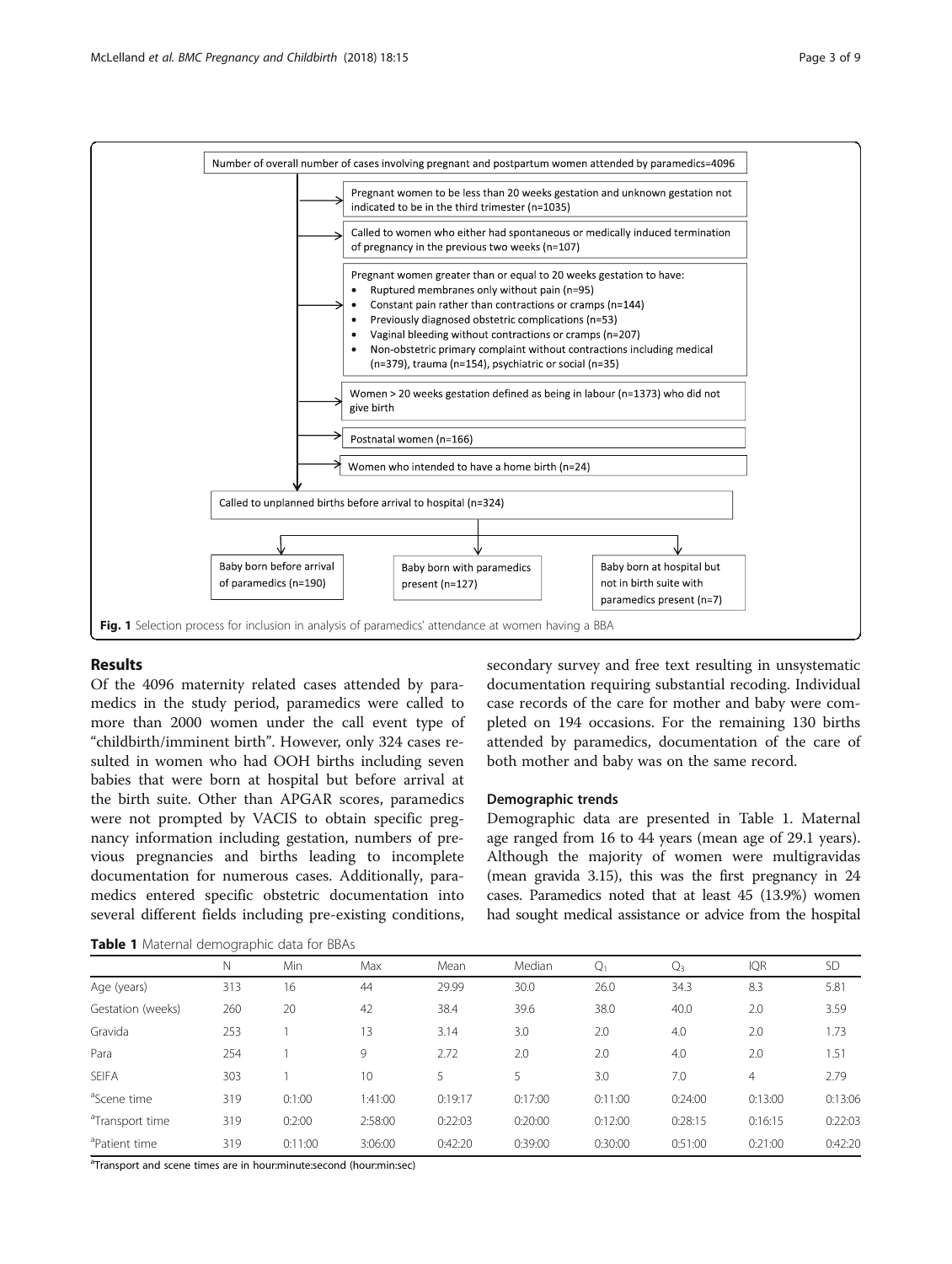Number of overall number of cases involving pregnant and postpartum women attended by paramedics=4096

- Pregnant women to be less than 20 weeks gestation and unknown gestation not indicated to be in the third trimester (n=1035)
- Called to women who either had spontaneous or medically induced termination of pregnancy in the previous two weeks (n=107)
- Pregnant women greater than or equal to 20 weeks gestation to have:
  - Ruptured membranes only without pain (n=95)
  - Constant pain rather than contractions or cramps (n=144)
  - Previously diagnosed obstetric complications (n=53)
  - Vaginal bleeding without contractions or cramps (n=207)
  - Non-obstetric primary complaint without contractions including medical (n=379), trauma (n=154), psychiatric or social (n=35)
- Women > 20 weeks gestation defined as being in labour (n=1373) who did not give birth
- Postnatal women (n=166)
- Women who intended to have a home birth (n=24)

Called to unplanned births before arrival to hospital (n=324)

- Baby born before arrival of paramedics (n=190)
- Baby born with paramedics present (n=127)
- Baby born at hospital but not in birth suite with paramedics present (n=7)

**Fig. 1** Selection process for inclusion in analysis of paramedics' attendance at women having a BBA

## Results

Of the 4096 maternity related cases attended by paramedics in the study period, paramedics were called to more than 2000 women under the call event type of "childbirth/imminent birth". However, only 324 cases resulted in women who had OOH births including seven babies that were born at hospital but before arrival at the birth suite. Other than APGAR scores, paramedics were not prompted by VACIS to obtain specific pregnancy information including gestation, numbers of previous pregnancies and births leading to incomplete documentation for numerous cases. Additionally, paramedics entered specific obstetric documentation into several different fields including pre-existing conditions, secondary survey and free text resulting in unsystematic documentation requiring substantial recoding. Individual case records of the care for mother and baby were completed on 194 occasions. For the remaining 130 births attended by paramedics, documentation of the care of both mother and baby was on the same record.

### Demographic trends

Demographic data are presented in Table 1. Maternal age ranged from 16 to 44 years (mean age of 29.1 years). Although the majority of women were multigravidas (mean gravida 3.15), this was the first pregnancy in 24 cases. Paramedics noted that at least 45 (13.9%) women had sought medical assistance or advice from the hospital

**Table 1** Maternal demographic data for BBAs

| | N | Min | Max | Mean | Median | $Q_1$ | $Q_3$ | IQR | SD |
|---|---|---|---|---|---|---|---|---|---|
| Age (years) | 313 | 16 | 44 | 29.99 | 30.0 | 26.0 | 34.3 | 8.3 | 5.81 |
| Gestation (weeks) | 260 | 20 | 42 | 38.4 | 39.6 | 38.0 | 40.0 | 2.0 | 3.59 |
| Gravida | 253 | 1 | 13 | 3.14 | 3.0 | 2.0 | 4.0 | 2.0 | 1.73 |
| Para | 254 | 1 | 9 | 2.72 | 2.0 | 2.0 | 4.0 | 2.0 | 1.51 |
| SEIFA | 303 | 1 | 10 | 5 | 5 | 3.0 | 7.0 | 4 | 2.79 |
| [a]Scene time | 319 | 0:1:00 | 1:41:00 | 0:19:17 | 0:17:00 | 0:11:00 | 0:24:00 | 0:13:00 | 0:13:06 |
| [a]Transport time | 319 | 0:2:00 | 2:58:00 | 0:22:03 | 0:20:00 | 0:12:00 | 0:28:15 | 0:16:15 | 0:22:03 |
| [a]Patient time | 319 | 0:11:00 | 3:06:00 | 0:42:20 | 0:39:00 | 0:30:00 | 0:51:00 | 0:21:00 | 0:42:20 |

[a]Transport and scene times are in hour:minute:second (hour:min:sec)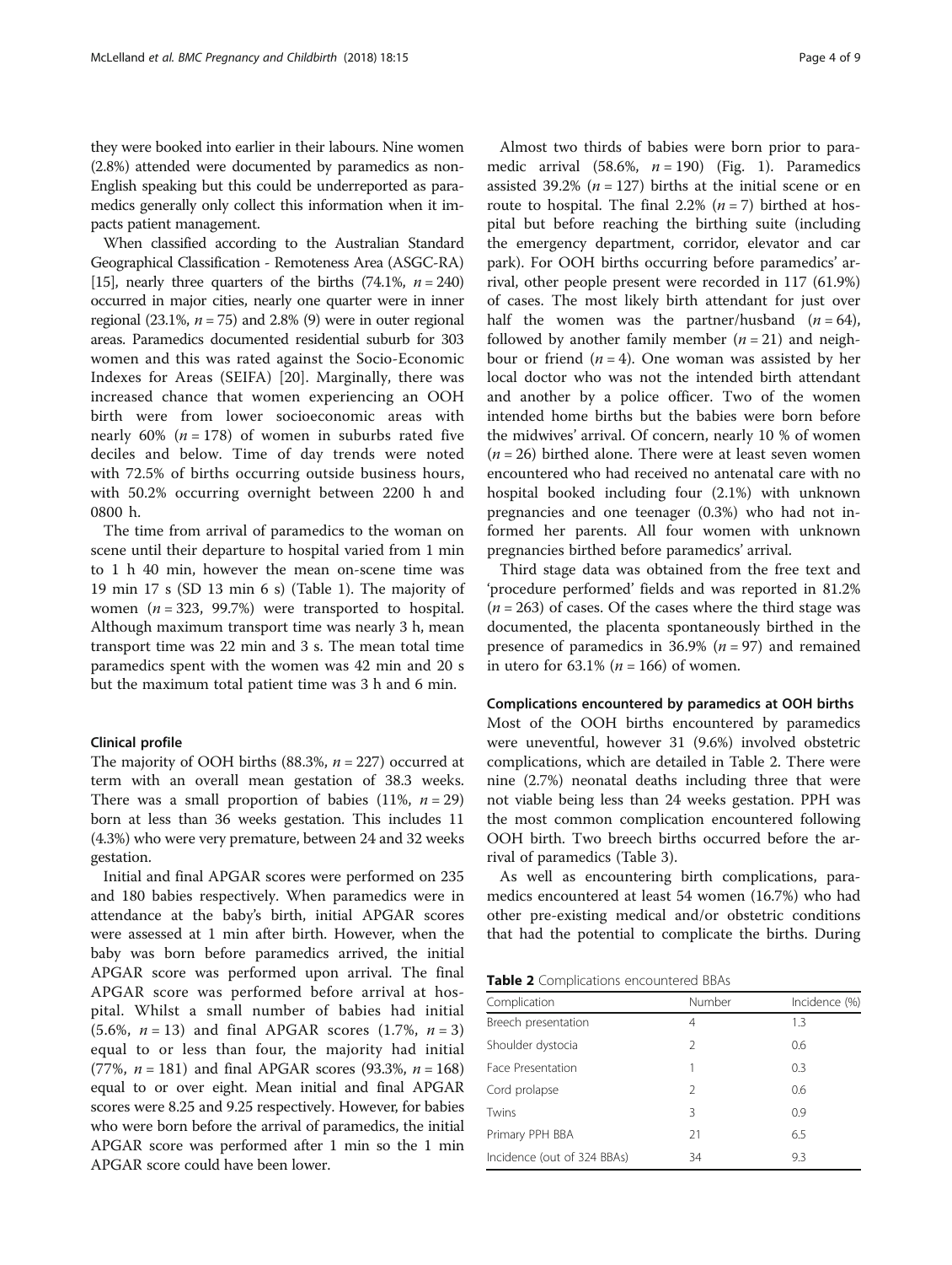they were booked into earlier in their labours. Nine women (2.8%) attended were documented by paramedics as non-English speaking but this could be underreported as paramedics generally only collect this information when it impacts patient management.

When classified according to the Australian Standard Geographical Classification - Remoteness Area (ASGC-RA) [15], nearly three quarters of the births (74.1%, *n* = 240) occurred in major cities, nearly one quarter were in inner regional (23.1%, *n* = 75) and 2.8% (9) were in outer regional areas. Paramedics documented residential suburb for 303 women and this was rated against the Socio-Economic Indexes for Areas (SEIFA) [20]. Marginally, there was increased chance that women experiencing an OOH birth were from lower socioeconomic areas with nearly 60% (*n* = 178) of women in suburbs rated five deciles and below. Time of day trends were noted with 72.5% of births occurring outside business hours, with 50.2% occurring overnight between 2200 h and 0800 h.

The time from arrival of paramedics to the woman on scene until their departure to hospital varied from 1 min to 1 h 40 min, however the mean on-scene time was 19 min 17 s (SD 13 min 6 s) (Table 1). The majority of women (*n* = 323, 99.7%) were transported to hospital. Although maximum transport time was nearly 3 h, mean transport time was 22 min and 3 s. The mean total time paramedics spent with the women was 42 min and 20 s but the maximum total patient time was 3 h and 6 min.

### Clinical profile

The majority of OOH births (88.3%, *n* = 227) occurred at term with an overall mean gestation of 38.3 weeks. There was a small proportion of babies (11%, *n* = 29) born at less than 36 weeks gestation. This includes 11 (4.3%) who were very premature, between 24 and 32 weeks gestation.

Initial and final APGAR scores were performed on 235 and 180 babies respectively. When paramedics were in attendance at the baby's birth, initial APGAR scores were assessed at 1 min after birth. However, when the baby was born before paramedics arrived, the initial APGAR score was performed upon arrival. The final APGAR score was performed before arrival at hospital. Whilst a small number of babies had initial (5.6%, *n* = 13) and final APGAR scores (1.7%, *n* = 3) equal to or less than four, the majority had initial (77%, *n* = 181) and final APGAR scores (93.3%, *n* = 168) equal to or over eight. Mean initial and final APGAR scores were 8.25 and 9.25 respectively. However, for babies who were born before the arrival of paramedics, the initial APGAR score was performed after 1 min so the 1 min APGAR score could have been lower.

Almost two thirds of babies were born prior to paramedic arrival (58.6%, *n* = 190) (Fig. 1). Paramedics assisted 39.2% (*n* = 127) births at the initial scene or en route to hospital. The final 2.2% (*n* = 7) birthed at hospital but before reaching the birthing suite (including the emergency department, corridor, elevator and car park). For OOH births occurring before paramedics' arrival, other people present were recorded in 117 (61.9%) of cases. The most likely birth attendant for just over half the women was the partner/husband (*n* = 64), followed by another family member (*n* = 21) and neighbour or friend (*n* = 4). One woman was assisted by her local doctor who was not the intended birth attendant and another by a police officer. Two of the women intended home births but the babies were born before the midwives' arrival. Of concern, nearly 10 % of women (*n* = 26) birthed alone. There were at least seven women encountered who had received no antenatal care with no hospital booked including four (2.1%) with unknown pregnancies and one teenager (0.3%) who had not informed her parents. All four women with unknown pregnancies birthed before paramedics' arrival.

Third stage data was obtained from the free text and 'procedure performed' fields and was reported in 81.2% (*n* = 263) of cases. Of the cases where the third stage was documented, the placenta spontaneously birthed in the presence of paramedics in 36.9% (*n* = 97) and remained in utero for 63.1% (*n* = 166) of women.

### Complications encountered by paramedics at OOH births

Most of the OOH births encountered by paramedics were uneventful, however 31 (9.6%) involved obstetric complications, which are detailed in Table 2. There were nine (2.7%) neonatal deaths including three that were not viable being less than 24 weeks gestation. PPH was the most common complication encountered following OOH birth. Two breech births occurred before the arrival of paramedics (Table 3).

As well as encountering birth complications, paramedics encountered at least 54 women (16.7%) who had other pre-existing medical and/or obstetric conditions that had the potential to complicate the births. During

**Table 2** Complications encountered BBAs

| Complication | Number | Incidence (%) |
|---|---|---|
| Breech presentation | 4 | 1.3 |
| Shoulder dystocia | 2 | 0.6 |
| Face Presentation | 1 | 0.3 |
| Cord prolapse | 2 | 0.6 |
| Twins | 3 | 0.9 |
| Primary PPH BBA | 21 | 6.5 |
| Incidence (out of 324 BBAs) | 34 | 9.3 |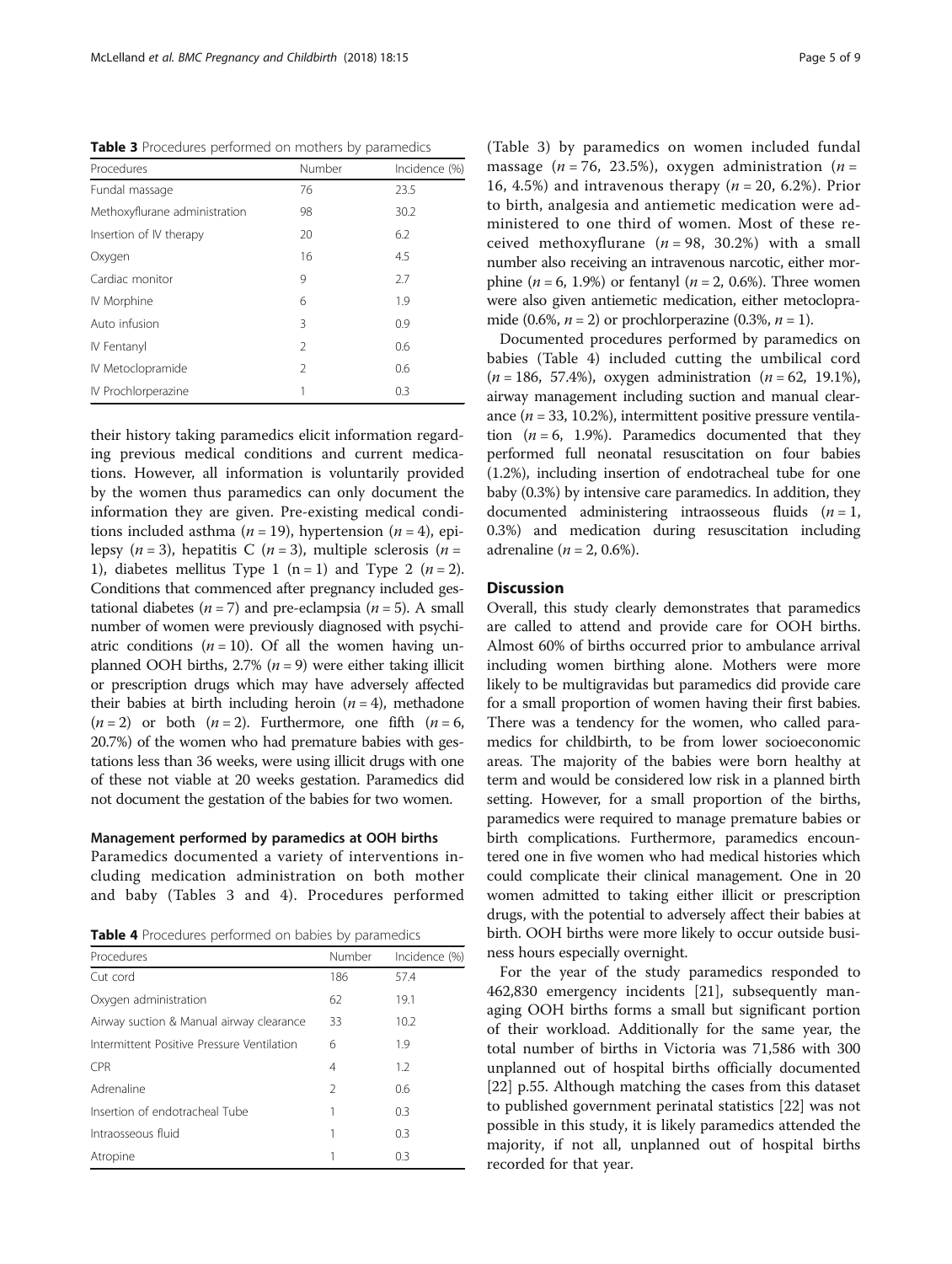**Table 3** Procedures performed on mothers by paramedics

| Procedures | Number | Incidence (%) |
|---|---|---|
| Fundal massage | 76 | 23.5 |
| Methoxyflurane administration | 98 | 30.2 |
| Insertion of IV therapy | 20 | 6.2 |
| Oxygen | 16 | 4.5 |
| Cardiac monitor | 9 | 2.7 |
| IV Morphine | 6 | 1.9 |
| Auto infusion | 3 | 0.9 |
| IV Fentanyl | 2 | 0.6 |
| IV Metoclopramide | 2 | 0.6 |
| IV Prochlorperazine | 1 | 0.3 |

their history taking paramedics elicit information regarding previous medical conditions and current medications. However, all information is voluntarily provided by the women thus paramedics can only document the information they are given. Pre-existing medical conditions included asthma ($n = 19$), hypertension ($n = 4$), epilepsy ($n = 3$), hepatitis C ($n = 3$), multiple sclerosis ($n = 1$), diabetes mellitus Type 1 ($n = 1$) and Type 2 ($n = 2$). Conditions that commenced after pregnancy included gestational diabetes ($n = 7$) and pre-eclampsia ($n = 5$). A small number of women were previously diagnosed with psychiatric conditions ($n = 10$). Of all the women having unplanned OOH births, 2.7% ($n = 9$) were either taking illicit or prescription drugs which may have adversely affected their babies at birth including heroin ($n = 4$), methadone ($n = 2$) or both ($n = 2$). Furthermore, one fifth ($n = 6$, 20.7%) of the women who had premature babies with gestations less than 36 weeks, were using illicit drugs with one of these not viable at 20 weeks gestation. Paramedics did not document the gestation of the babies for two women.

#### Management performed by paramedics at OOH births

Paramedics documented a variety of interventions including medication administration on both mother and baby (Tables 3 and 4). Procedures performed (Table 3) by paramedics on women included fundal massage ($n = 76$, 23.5%), oxygen administration ($n = 16$, 4.5%) and intravenous therapy ($n = 20$, 6.2%). Prior to birth, analgesia and antiemetic medication were administered to one third of women. Most of these received methoxyflurane ($n = 98$, 30.2%) with a small number also receiving an intravenous narcotic, either morphine ($n = 6$, 1.9%) or fentanyl ($n = 2$, 0.6%). Three women were also given antiemetic medication, either metoclopramide (0.6%, $n = 2$) or prochlorperazine (0.3%, $n = 1$).

**Table 4** Procedures performed on babies by paramedics

| Procedures | Number | Incidence (%) |
|---|---|---|
| Cut cord | 186 | 57.4 |
| Oxygen administration | 62 | 19.1 |
| Airway suction & Manual airway clearance | 33 | 10.2 |
| Intermittent Positive Pressure Ventilation | 6 | 1.9 |
| CPR | 4 | 1.2 |
| Adrenaline | 2 | 0.6 |
| Insertion of endotracheal Tube | 1 | 0.3 |
| Intraosseous fluid | 1 | 0.3 |
| Atropine | 1 | 0.3 |

Documented procedures performed by paramedics on babies (Table 4) included cutting the umbilical cord ($n = 186$, 57.4%), oxygen administration ($n = 62$, 19.1%), airway management including suction and manual clearance ($n = 33$, 10.2%), intermittent positive pressure ventilation ($n = 6$, 1.9%). Paramedics documented that they performed full neonatal resuscitation on four babies (1.2%), including insertion of endotracheal tube for one baby (0.3%) by intensive care paramedics. In addition, they documented administering intraosseous fluids ($n = 1$, 0.3%) and medication during resuscitation including adrenaline ($n = 2$, 0.6%).

## Discussion

Overall, this study clearly demonstrates that paramedics are called to attend and provide care for OOH births. Almost 60% of births occurred prior to ambulance arrival including women birthing alone. Mothers were more likely to be multigravidas but paramedics did provide care for a small proportion of women having their first babies. There was a tendency for the women, who called paramedics for childbirth, to be from lower socioeconomic areas. The majority of the babies were born healthy at term and would be considered low risk in a planned birth setting. However, for a small proportion of the births, paramedics were required to manage premature babies or birth complications. Furthermore, paramedics encountered one in five women who had medical histories which could complicate their clinical management. One in 20 women admitted to taking either illicit or prescription drugs, with the potential to adversely affect their babies at birth. OOH births were more likely to occur outside business hours especially overnight.

For the year of the study paramedics responded to 462,830 emergency incidents [21], subsequently managing OOH births forms a small but significant portion of their workload. Additionally for the same year, the total number of births in Victoria was 71,586 with 300 unplanned out of hospital births officially documented [22] p.55. Although matching the cases from this dataset to published government perinatal statistics [22] was not possible in this study, it is likely paramedics attended the majority, if not all, unplanned out of hospital births recorded for that year.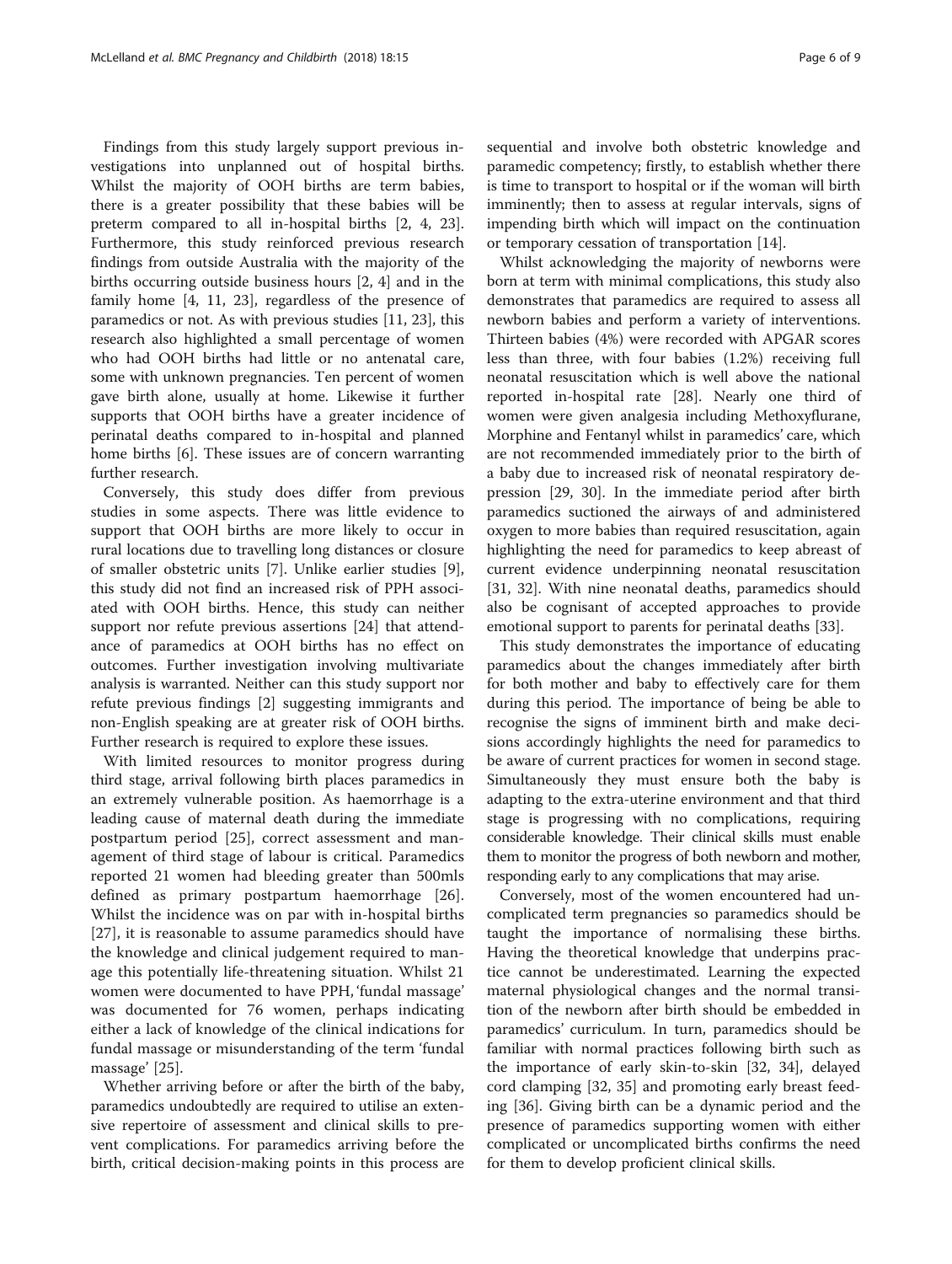Findings from this study largely support previous investigations into unplanned out of hospital births. Whilst the majority of OOH births are term babies, there is a greater possibility that these babies will be preterm compared to all in-hospital births [2, 4, 23]. Furthermore, this study reinforced previous research findings from outside Australia with the majority of the births occurring outside business hours [2, 4] and in the family home [4, 11, 23], regardless of the presence of paramedics or not. As with previous studies [11, 23], this research also highlighted a small percentage of women who had OOH births had little or no antenatal care, some with unknown pregnancies. Ten percent of women gave birth alone, usually at home. Likewise it further supports that OOH births have a greater incidence of perinatal deaths compared to in-hospital and planned home births [6]. These issues are of concern warranting further research.

Conversely, this study does differ from previous studies in some aspects. There was little evidence to support that OOH births are more likely to occur in rural locations due to travelling long distances or closure of smaller obstetric units [7]. Unlike earlier studies [9], this study did not find an increased risk of PPH associated with OOH births. Hence, this study can neither support nor refute previous assertions [24] that attendance of paramedics at OOH births has no effect on outcomes. Further investigation involving multivariate analysis is warranted. Neither can this study support nor refute previous findings [2] suggesting immigrants and non-English speaking are at greater risk of OOH births. Further research is required to explore these issues.

With limited resources to monitor progress during third stage, arrival following birth places paramedics in an extremely vulnerable position. As haemorrhage is a leading cause of maternal death during the immediate postpartum period [25], correct assessment and management of third stage of labour is critical. Paramedics reported 21 women had bleeding greater than 500mls defined as primary postpartum haemorrhage [26]. Whilst the incidence was on par with in-hospital births [27], it is reasonable to assume paramedics should have the knowledge and clinical judgement required to manage this potentially life-threatening situation. Whilst 21 women were documented to have PPH, 'fundal massage' was documented for 76 women, perhaps indicating either a lack of knowledge of the clinical indications for fundal massage or misunderstanding of the term 'fundal massage' [25].

Whether arriving before or after the birth of the baby, paramedics undoubtedly are required to utilise an extensive repertoire of assessment and clinical skills to prevent complications. For paramedics arriving before the birth, critical decision-making points in this process are sequential and involve both obstetric knowledge and paramedic competency; firstly, to establish whether there is time to transport to hospital or if the woman will birth imminently; then to assess at regular intervals, signs of impending birth which will impact on the continuation or temporary cessation of transportation [14].

Whilst acknowledging the majority of newborns were born at term with minimal complications, this study also demonstrates that paramedics are required to assess all newborn babies and perform a variety of interventions. Thirteen babies (4%) were recorded with APGAR scores less than three, with four babies (1.2%) receiving full neonatal resuscitation which is well above the national reported in-hospital rate [28]. Nearly one third of women were given analgesia including Methoxyflurane, Morphine and Fentanyl whilst in paramedics' care, which are not recommended immediately prior to the birth of a baby due to increased risk of neonatal respiratory depression [29, 30]. In the immediate period after birth paramedics suctioned the airways of and administered oxygen to more babies than required resuscitation, again highlighting the need for paramedics to keep abreast of current evidence underpinning neonatal resuscitation [31, 32]. With nine neonatal deaths, paramedics should also be cognisant of accepted approaches to provide emotional support to parents for perinatal deaths [33].

This study demonstrates the importance of educating paramedics about the changes immediately after birth for both mother and baby to effectively care for them during this period. The importance of being be able to recognise the signs of imminent birth and make decisions accordingly highlights the need for paramedics to be aware of current practices for women in second stage. Simultaneously they must ensure both the baby is adapting to the extra-uterine environment and that third stage is progressing with no complications, requiring considerable knowledge. Their clinical skills must enable them to monitor the progress of both newborn and mother, responding early to any complications that may arise.

Conversely, most of the women encountered had uncomplicated term pregnancies so paramedics should be taught the importance of normalising these births. Having the theoretical knowledge that underpins practice cannot be underestimated. Learning the expected maternal physiological changes and the normal transition of the newborn after birth should be embedded in paramedics' curriculum. In turn, paramedics should be familiar with normal practices following birth such as the importance of early skin-to-skin [32, 34], delayed cord clamping [32, 35] and promoting early breast feeding [36]. Giving birth can be a dynamic period and the presence of paramedics supporting women with either complicated or uncomplicated births confirms the need for them to develop proficient clinical skills.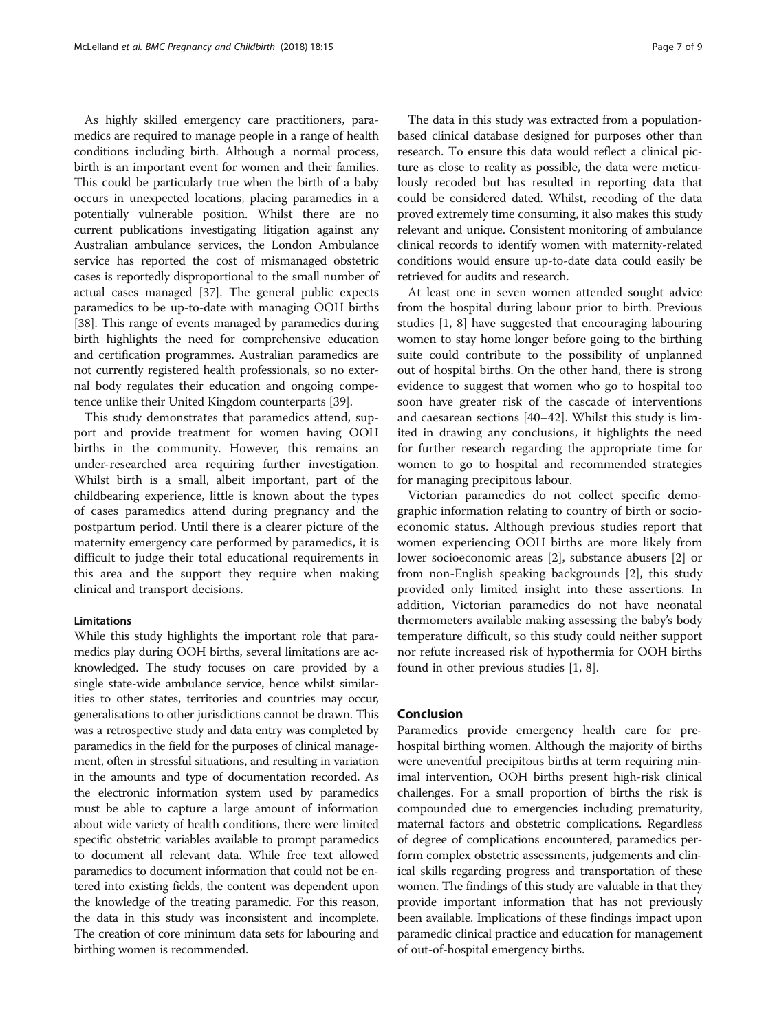As highly skilled emergency care practitioners, paramedics are required to manage people in a range of health conditions including birth. Although a normal process, birth is an important event for women and their families. This could be particularly true when the birth of a baby occurs in unexpected locations, placing paramedics in a potentially vulnerable position. Whilst there are no current publications investigating litigation against any Australian ambulance services, the London Ambulance service has reported the cost of mismanaged obstetric cases is reportedly disproportional to the small number of actual cases managed [37]. The general public expects paramedics to be up-to-date with managing OOH births [38]. This range of events managed by paramedics during birth highlights the need for comprehensive education and certification programmes. Australian paramedics are not currently registered health professionals, so no external body regulates their education and ongoing competence unlike their United Kingdom counterparts [39].

This study demonstrates that paramedics attend, support and provide treatment for women having OOH births in the community. However, this remains an under-researched area requiring further investigation. Whilst birth is a small, albeit important, part of the childbearing experience, little is known about the types of cases paramedics attend during pregnancy and the postpartum period. Until there is a clearer picture of the maternity emergency care performed by paramedics, it is difficult to judge their total educational requirements in this area and the support they require when making clinical and transport decisions.

### Limitations

While this study highlights the important role that paramedics play during OOH births, several limitations are acknowledged. The study focuses on care provided by a single state-wide ambulance service, hence whilst similarities to other states, territories and countries may occur, generalisations to other jurisdictions cannot be drawn. This was a retrospective study and data entry was completed by paramedics in the field for the purposes of clinical management, often in stressful situations, and resulting in variation in the amounts and type of documentation recorded. As the electronic information system used by paramedics must be able to capture a large amount of information about wide variety of health conditions, there were limited specific obstetric variables available to prompt paramedics to document all relevant data. While free text allowed paramedics to document information that could not be entered into existing fields, the content was dependent upon the knowledge of the treating paramedic. For this reason, the data in this study was inconsistent and incomplete. The creation of core minimum data sets for labouring and birthing women is recommended.

The data in this study was extracted from a population-based clinical database designed for purposes other than research. To ensure this data would reflect a clinical picture as close to reality as possible, the data were meticulously recoded but has resulted in reporting data that could be considered dated. Whilst, recoding of the data proved extremely time consuming, it also makes this study relevant and unique. Consistent monitoring of ambulance clinical records to identify women with maternity-related conditions would ensure up-to-date data could easily be retrieved for audits and research.

At least one in seven women attended sought advice from the hospital during labour prior to birth. Previous studies [1, 8] have suggested that encouraging labouring women to stay home longer before going to the birthing suite could contribute to the possibility of unplanned out of hospital births. On the other hand, there is strong evidence to suggest that women who go to hospital too soon have greater risk of the cascade of interventions and caesarean sections [40–42]. Whilst this study is limited in drawing any conclusions, it highlights the need for further research regarding the appropriate time for women to go to hospital and recommended strategies for managing precipitous labour.

Victorian paramedics do not collect specific demographic information relating to country of birth or socioeconomic status. Although previous studies report that women experiencing OOH births are more likely from lower socioeconomic areas [2], substance abusers [2] or from non-English speaking backgrounds [2], this study provided only limited insight into these assertions. In addition, Victorian paramedics do not have neonatal thermometers available making assessing the baby's body temperature difficult, so this study could neither support nor refute increased risk of hypothermia for OOH births found in other previous studies [1, 8].

## Conclusion

Paramedics provide emergency health care for pre-hospital birthing women. Although the majority of births were uneventful precipitous births at term requiring minimal intervention, OOH births present high-risk clinical challenges. For a small proportion of births the risk is compounded due to emergencies including prematurity, maternal factors and obstetric complications. Regardless of degree of complications encountered, paramedics perform complex obstetric assessments, judgements and clinical skills regarding progress and transportation of these women. The findings of this study are valuable in that they provide important information that has not previously been available. Implications of these findings impact upon paramedic clinical practice and education for management of out-of-hospital emergency births.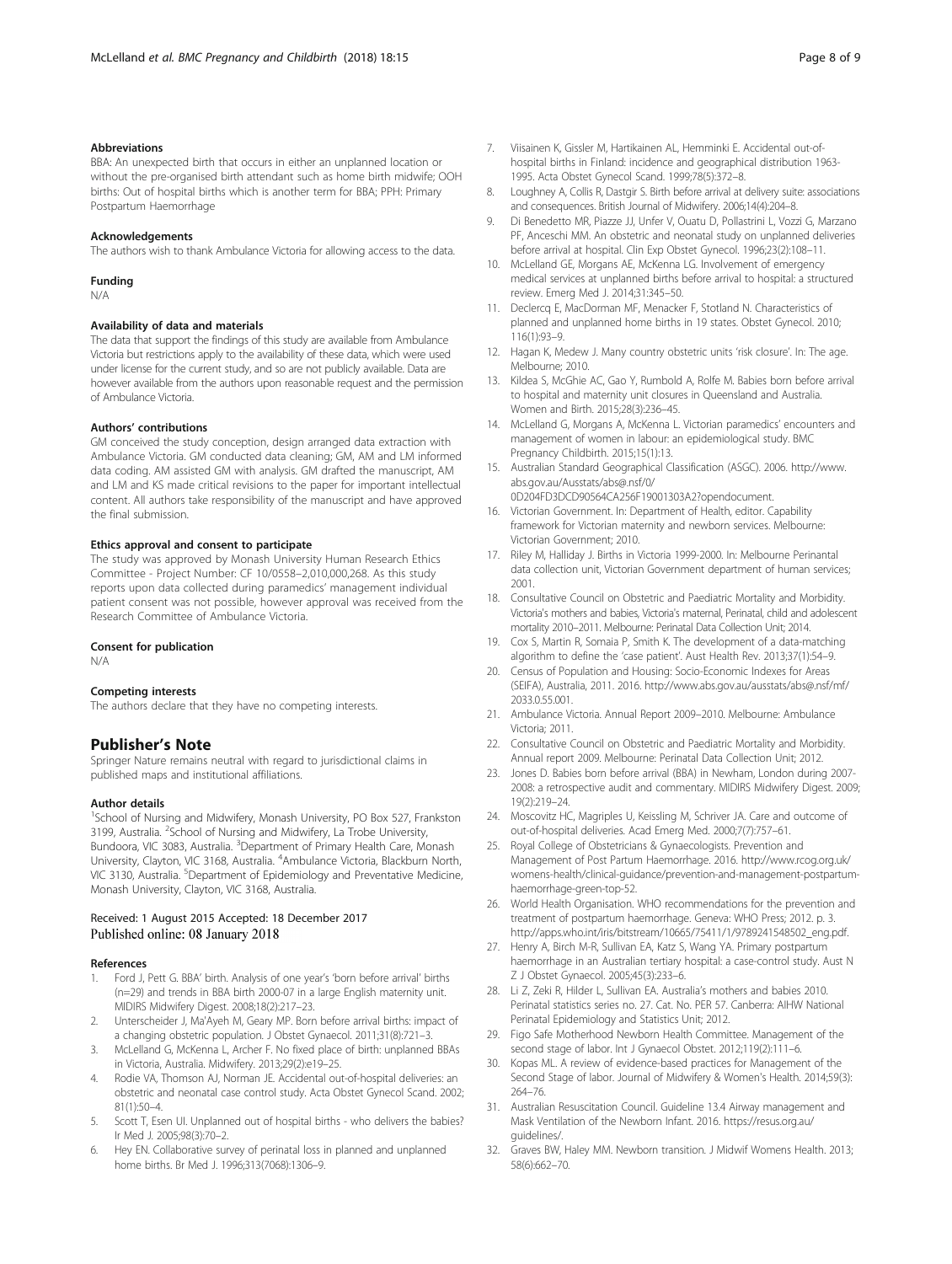#### Abbreviations

BBA: An unexpected birth that occurs in either an unplanned location or without the pre-organised birth attendant such as home birth midwife; OOH births: Out of hospital births which is another term for BBA; PPH: Primary Postpartum Haemorrhage

#### Acknowledgements

The authors wish to thank Ambulance Victoria for allowing access to the data.

#### Funding

N/A

#### Availability of data and materials

The data that support the findings of this study are available from Ambulance Victoria but restrictions apply to the availability of these data, which were used under license for the current study, and so are not publicly available. Data are however available from the authors upon reasonable request and the permission of Ambulance Victoria.

#### Authors' contributions

GM conceived the study conception, design arranged data extraction with Ambulance Victoria. GM conducted data cleaning; GM, AM and LM informed data coding. AM assisted GM with analysis. GM drafted the manuscript, AM and LM and KS made critical revisions to the paper for important intellectual content. All authors take responsibility of the manuscript and have approved the final submission.

#### Ethics approval and consent to participate

The study was approved by Monash University Human Research Ethics Committee - Project Number: CF 10/0558–2,010,000,268. As this study reports upon data collected during paramedics' management individual patient consent was not possible, however approval was received from the Research Committee of Ambulance Victoria.

#### Consent for publication

N/A

#### Competing interests

The authors declare that they have no competing interests.

## Publisher's Note

Springer Nature remains neutral with regard to jurisdictional claims in published maps and institutional affiliations.

#### Author details

[1]School of Nursing and Midwifery, Monash University, PO Box 527, Frankston 3199, Australia. [2]School of Nursing and Midwifery, La Trobe University, Bundoora, VIC 3083, Australia. [3]Department of Primary Health Care, Monash University, Clayton, VIC 3168, Australia. [4]Ambulance Victoria, Blackburn North, VIC 3130, Australia. [5]Department of Epidemiology and Preventative Medicine, Monash University, Clayton, VIC 3168, Australia.

Received: 1 August 2015 Accepted: 18 December 2017
Published online: 08 January 2018

#### References

1. Ford J, Pett G. BBA' birth. Analysis of one year's 'born before arrival' births (n=29) and trends in BBA birth 2000-07 in a large English maternity unit. MIDIRS Midwifery Digest. 2008;18(2):217–23.
2. Unterscheider J, Ma'Ayeh M, Geary MP. Born before arrival births: impact of a changing obstetric population. J Obstet Gynaecol. 2011;31(8):721–3.
3. McLelland G, McKenna L, Archer F. No fixed place of birth: unplanned BBAs in Victoria, Australia. Midwifery. 2013;29(2):e19–25.
4. Rodie VA, Thomson AJ, Norman JE. Accidental out-of-hospital deliveries: an obstetric and neonatal case control study. Acta Obstet Gynecol Scand. 2002; 81(1):50–4.
5. Scott T, Esen UI. Unplanned out of hospital births - who delivers the babies? Ir Med J. 2005;98(3):70–2.
6. Hey EN. Collaborative survey of perinatal loss in planned and unplanned home births. Br Med J. 1996;313(7068):1306–9.
7. Viisainen K, Gissler M, Hartikainen AL, Hemminki E. Accidental out-of-hospital births in Finland: incidence and geographical distribution 1963-1995. Acta Obstet Gynecol Scand. 1999;78(5):372–8.
8. Loughney A, Collis R, Dastgir S. Birth before arrival at delivery suite: associations and consequences. British Journal of Midwifery. 2006;14(4):204–8.
9. Di Benedetto MR, Piazze JJ, Unfer V, Ouatu D, Pollastrini L, Vozzi G, Marzano PF, Anceschi MM. An obstetric and neonatal study on unplanned deliveries before arrival at hospital. Clin Exp Obstet Gynecol. 1996;23(2):108–11.
10. McLelland GE, Morgans AE, McKenna LG. Involvement of emergency medical services at unplanned births before arrival to hospital: a structured review. Emerg Med J. 2014;31:345–50.
11. Declercq E, MacDorman MF, Menacker F, Stotland N. Characteristics of planned and unplanned home births in 19 states. Obstet Gynecol. 2010; 116(1):93–9.
12. Hagan K, Medew J. Many country obstetric units 'risk closure'. In: The age. Melbourne; 2010.
13. Kildea S, McGhie AC, Gao Y, Rumbold A, Rolfe M. Babies born before arrival to hospital and maternity unit closures in Queensland and Australia. Women and Birth. 2015;28(3):236–45.
14. McLelland G, Morgans A, McKenna L. Victorian paramedics' encounters and management of women in labour: an epidemiological study. BMC Pregnancy Childbirth. 2015;15(1):13.
15. Australian Standard Geographical Classification (ASGC). 2006. http://www.abs.gov.au/Ausstats/abs@.nsf/0/0D204FD3DCD90564CA256F19001303A2?opendocument.
16. Victorian Government. In: Department of Health, editor. Capability framework for Victorian maternity and newborn services. Melbourne: Victorian Government; 2010.
17. Riley M, Halliday J. Births in Victoria 1999-2000. In: Melbourne Perinantal data collection unit, Victorian Government department of human services; 2001.
18. Consultative Council on Obstetric and Paediatric Mortality and Morbidity. Victoria's mothers and babies, Victoria's maternal, Perinatal, child and adolescent mortality 2010–2011. Melbourne: Perinatal Data Collection Unit; 2014.
19. Cox S, Martin R, Somaia P, Smith K. The development of a data-matching algorithm to define the 'case patient'. Aust Health Rev. 2013;37(1):54–9.
20. Census of Population and Housing: Socio-Economic Indexes for Areas (SEIFA), Australia, 2011. 2016. http://www.abs.gov.au/ausstats/abs@.nsf/mf/2033.0.55.001.
21. Ambulance Victoria. Annual Report 2009–2010. Melbourne: Ambulance Victoria; 2011.
22. Consultative Council on Obstetric and Paediatric Mortality and Morbidity. Annual report 2009. Melbourne: Perinatal Data Collection Unit; 2012.
23. Jones D. Babies born before arrival (BBA) in Newham, London during 2007-2008: a retrospective audit and commentary. MIDIRS Midwifery Digest. 2009; 19(2):219–24.
24. Moscovitz HC, Magriples U, Keissling M, Schriver JA. Care and outcome of out-of-hospital deliveries. Acad Emerg Med. 2000;7(7):757–61.
25. Royal College of Obstetricians & Gynaecologists. Prevention and Management of Post Partum Haemorrhage. 2016. http://www.rcog.org.uk/womens-health/clinical-guidance/prevention-and-management-postpartum-haemorrhage-green-top-52.
26. World Health Organisation. WHO recommendations for the prevention and treatment of postpartum haemorrhage. Geneva: WHO Press; 2012. p. 3. http://apps.who.int/iris/bitstream/10665/75411/1/9789241548502_eng.pdf.
27. Henry A, Birch M-R, Sullivan EA, Katz S, Wang YA. Primary postpartum haemorrhage in an Australian tertiary hospital: a case-control study. Aust N Z J Obstet Gynaecol. 2005;45(3):233–6.
28. Li Z, Zeki R, Hilder L, Sullivan EA. Australia's mothers and babies 2010. Perinatal statistics series no. 27. Cat. No. PER 57. Canberra: AIHW National Perinatal Epidemiology and Statistics Unit; 2012.
29. Figo Safe Motherhood Newborn Health Committee. Management of the second stage of labor. Int J Gynaecol Obstet. 2012;119(2):111–6.
30. Kopas ML. A review of evidence-based practices for Management of the Second Stage of labor. Journal of Midwifery & Women's Health. 2014;59(3): 264–76.
31. Australian Resuscitation Council. Guideline 13.4 Airway management and Mask Ventilation of the Newborn Infant. 2016. https://resus.org.au/guidelines/.
32. Graves BW, Haley MM. Newborn transition. J Midwif Womens Health. 2013; 58(6):662–70.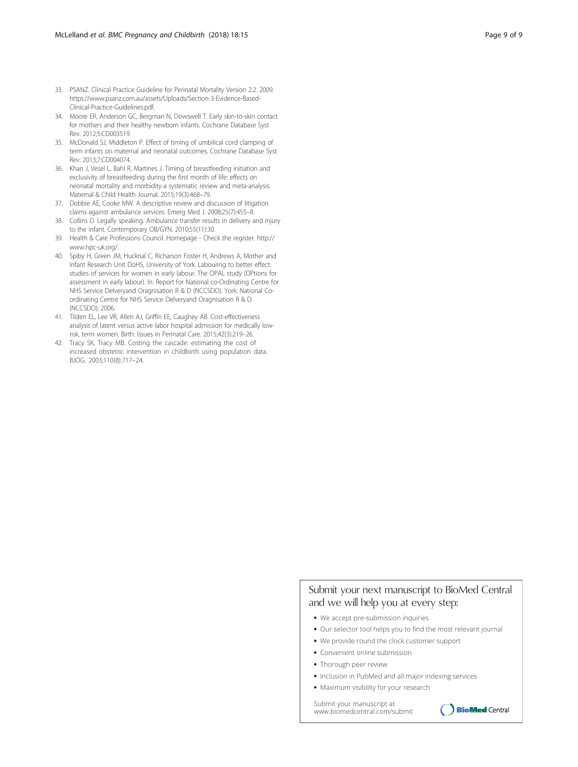33. PSANZ. Clinical Practice Guideline for Perinatal Mortality Version 2.2. 2009. https://www.psanz.com.au/assets/Uploads/Section-3-Evidence-Based-Clinical-Practice-Guidelines.pdf.
34. Moore ER, Anderson GC, Bergman N, Dowswell T. Early skin-to-skin contact for mothers and their healthy newborn infants. Cochrane Database Syst Rev. 2012;5:CD003519.
35. McDonald SJ, Middleton P. Effect of timing of umbilical cord clamping of term infants on maternal and neonatal outcomes. Cochrane Database Syst Rev. 2013;7:CD004074.
36. Khan J, Vesel L, Bahl R, Martines J. Timing of breastfeeding initiation and exclusivity of breastfeeding during the first month of life: effects on neonatal mortality and morbidity-a systematic review and meta-analysis. Maternal & Child Health Journal. 2015;19(3):468–79.
37. Dobbie AE, Cooke MW. A descriptive review and discussion of litigation claims against ambulance services. Emerg Med J. 2008;25(7):455–8.
38. Collins D. Legally speaking. Ambulance transfer results in delivery and injury to the infant. Contemporary OB/GYN. 2010;55(11):30.
39. Health & Care Professions Council. Homepage - Check the register. http://www.hpc-uk.org/.
40. Spiby H, Green JM, Hucknal C, Richarson Foster H, Andrews A, Mother and Infant Research Unit DoHS, University of York. Labouring to better effect: studies of services for women in early labour. The OPAL study (OPtions for assessment in early labour). In: Report for National co-Ordinating Centre for NHS Service Delveryand Oragnisation R & D (NCCSDO). York: National Co-ordinating Centre for NHS Service Delveryand Oragnisation R & D (NCCSDO); 2006.
41. Tilden EL, Lee VR, Allen AJ, Griffin EE, Caughey AB. Cost-effectiveness analysis of latent versus active labor hospital admission for medically low-risk, term women. Birth: Issues in Perinatal Care. 2015;42(3):219–26.
42. Tracy SK, Tracy MB. Costing the cascade: estimating the cost of increased obstetric intervention in childbirth using population data. BJOG. 2003;110(8):717–24.

Submit your next manuscript to BioMed Central and we will help you at every step:

- We accept pre-submission inquiries
- Our selector tool helps you to find the most relevant journal
- We provide round the clock customer support
- Convenient online submission
- Thorough peer review
- Inclusion in PubMed and all major indexing services
- Maximum visibility for your research

Submit your manuscript at www.biomedcentral.com/submit

BioMed Central